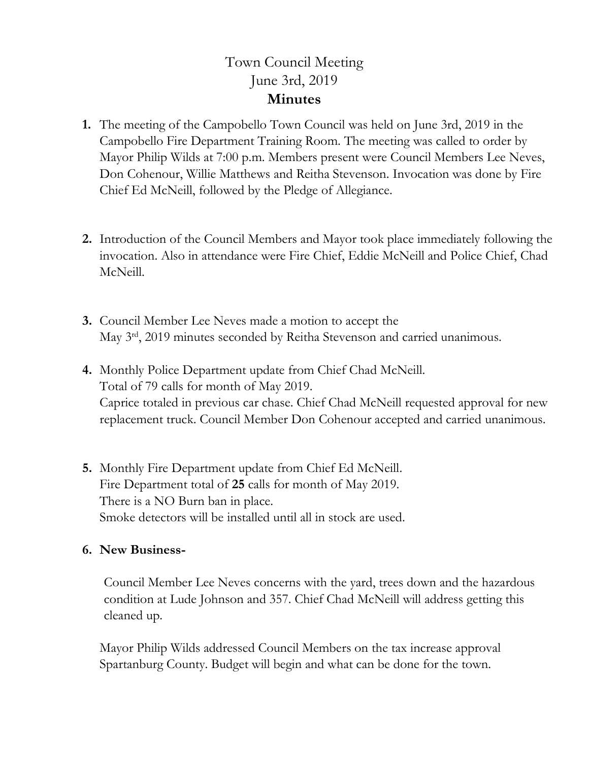# Town Council Meeting
## June 3rd, 2019
## **Minutes**

1. The meeting of the Campobello Town Council was held on June 3rd, 2019 in the Campobello Fire Department Training Room. The meeting was called to order by Mayor Philip Wilds at 7:00 p.m. Members present were Council Members Lee Neves, Don Cohenour, Willie Matthews and Reitha Stevenson. Invocation was done by Fire Chief Ed McNeill, followed by the Pledge of Allegiance.

2. Introduction of the Council Members and Mayor took place immediately following the invocation. Also in attendance were Fire Chief, Eddie McNeill and Police Chief, Chad McNeill.

3. Council Member Lee Neves made a motion to accept the May 3rd, 2019 minutes seconded by Reitha Stevenson and carried unanimous.

4. Monthly Police Department update from Chief Chad McNeill.
   Total of 79 calls for month of May 2019.
   Caprice totaled in previous car chase. Chief Chad McNeill requested approval for new replacement truck. Council Member Don Cohenour accepted and carried unanimous.

5. Monthly Fire Department update from Chief Ed McNeill.
   Fire Department total of **25** calls for month of May 2019.
   There is a NO Burn ban in place.
   Smoke detectors will be installed until all in stock are used.

6. **New Business-**

   Council Member Lee Neves concerns with the yard, trees down and the hazardous condition at Lude Johnson and 357. Chief Chad McNeill will address getting this cleaned up.

   Mayor Philip Wilds addressed Council Members on the tax increase approval Spartanburg County. Budget will begin and what can be done for the town.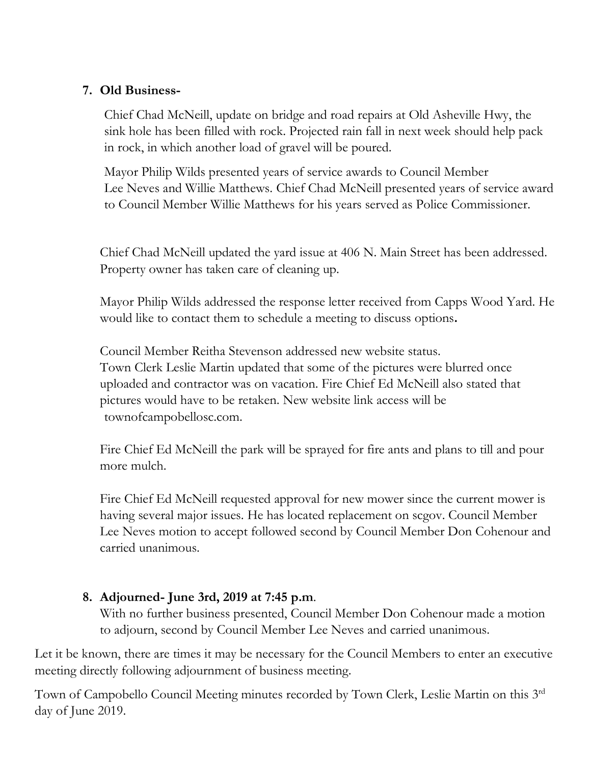7. **Old Business-**

   Chief Chad McNeill, update on bridge and road repairs at Old Asheville Hwy, the sink hole has been filled with rock. Projected rain fall in next week should help pack in rock, in which another load of gravel will be poured.

   Mayor Philip Wilds presented years of service awards to Council Member Lee Neves and Willie Matthews. Chief Chad McNeill presented years of service award to Council Member Willie Matthews for his years served as Police Commissioner.

   Chief Chad McNeill updated the yard issue at 406 N. Main Street has been addressed. Property owner has taken care of cleaning up.

   Mayor Philip Wilds addressed the response letter received from Capps Wood Yard. He would like to contact them to schedule a meeting to discuss options**.**

   Council Member Reitha Stevenson addressed new website status.
   Town Clerk Leslie Martin updated that some of the pictures were blurred once uploaded and contractor was on vacation. Fire Chief Ed McNeill also stated that pictures would have to be retaken. New website link access will be townofcampobellosc.com.

   Fire Chief Ed McNeill the park will be sprayed for fire ants and plans to till and pour more mulch.

   Fire Chief Ed McNeill requested approval for new mower since the current mower is having several major issues. He has located replacement on scgov. Council Member Lee Neves motion to accept followed second by Council Member Don Cohenour and carried unanimous.

8. **Adjourned- June 3rd, 2019 at 7:45 p.m**.
   With no further business presented, Council Member Don Cohenour made a motion to adjourn, second by Council Member Lee Neves and carried unanimous.

Let it be known, there are times it may be necessary for the Council Members to enter an executive meeting directly following adjournment of business meeting.

Town of Campobello Council Meeting minutes recorded by Town Clerk, Leslie Martin on this 3rd day of June 2019.